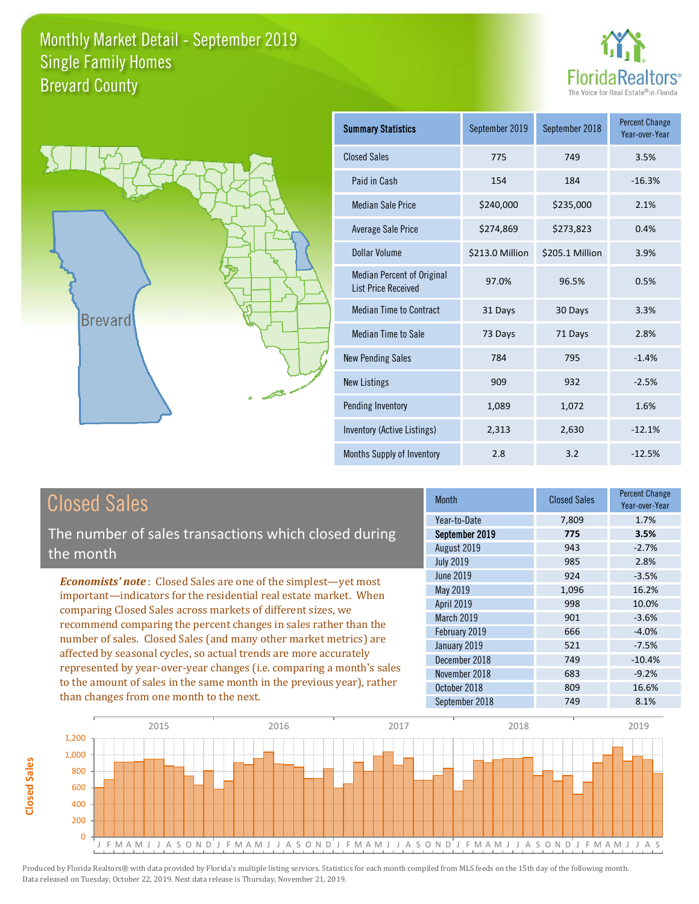# Monthly Market Detail - September 2019
## Single Family Homes
## Brevard County

FloridaRealtors® The Voice for Real Estate® in Florida

Brevard

| Summary Statistics | September 2019 | September 2018 | Percent Change Year-over-Year |
|---|---|---|---|
| Closed Sales | 775 | 749 | 3.5% |
| Paid in Cash | 154 | 184 | -16.3% |
| Median Sale Price | $240,000 | $235,000 | 2.1% |
| Average Sale Price | $274,869 | $273,823 | 0.4% |
| Dollar Volume | $213.0 Million | $205.1 Million | 3.9% |
| Median Percent of Original List Price Received | 97.0% | 96.5% | 0.5% |
| Median Time to Contract | 31 Days | 30 Days | 3.3% |
| Median Time to Sale | 73 Days | 71 Days | 2.8% |
| New Pending Sales | 784 | 795 | -1.4% |
| New Listings | 909 | 932 | -2.5% |
| Pending Inventory | 1,089 | 1,072 | 1.6% |
| Inventory (Active Listings) | 2,313 | 2,630 | -12.1% |
| Months Supply of Inventory | 2.8 | 3.2 | -12.5% |

## Closed Sales

The number of sales transactions which closed during the month

*Economists' note*: Closed Sales are one of the simplest—yet most important—indicators for the residential real estate market. When comparing Closed Sales across markets of different sizes, we recommend comparing the percent changes in sales rather than the number of sales. Closed Sales (and many other market metrics) are affected by seasonal cycles, so actual trends are more accurately represented by year-over-year changes (i.e. comparing a month's sales to the amount of sales in the same month in the previous year), rather than changes from one month to the next.

| Month | Closed Sales | Percent Change Year-over-Year |
|---|---|---|
| Year-to-Date | 7,809 | 1.7% |
| **September 2019** | **775** | **3.5%** |
| August 2019 | 943 | -2.7% |
| July 2019 | 985 | 2.8% |
| June 2019 | 924 | -3.5% |
| May 2019 | 1,096 | 16.2% |
| April 2019 | 998 | 10.0% |
| March 2019 | 901 | -3.6% |
| February 2019 | 666 | -4.0% |
| January 2019 | 521 | -7.5% |
| December 2018 | 749 | -10.4% |
| November 2018 | 683 | -9.2% |
| October 2018 | 809 | 16.6% |
| September 2018 | 749 | 8.1% |

Produced by Florida Realtors® with data provided by Florida's multiple listing services. Statistics for each month compiled from MLS feeds on the 15th day of the following month. Data released on Tuesday, October 22, 2019. Next data release is Thursday, November 21, 2019.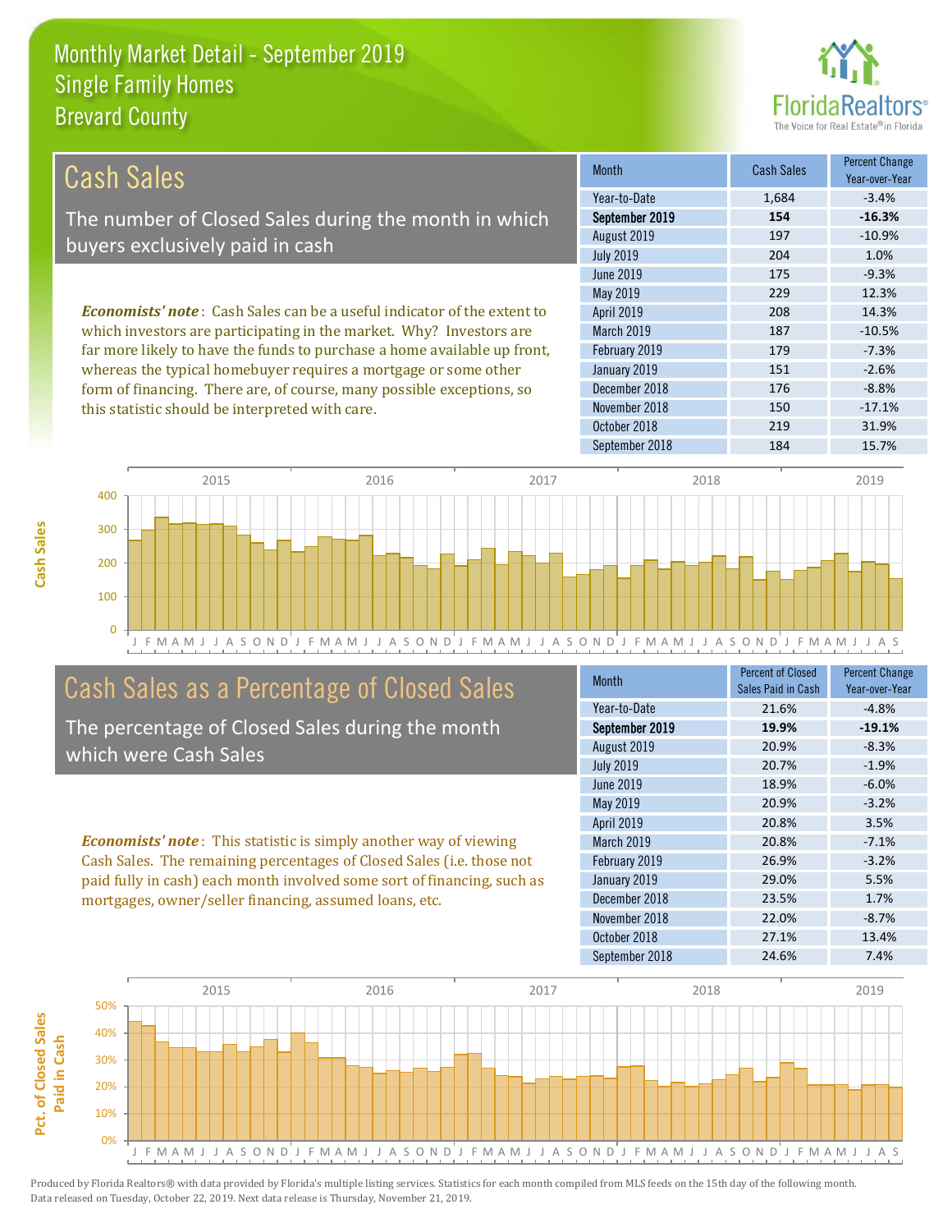# Monthly Market Detail - September 2019
## Single Family Homes
## Brevard County

## Cash Sales

The number of Closed Sales during the month in which buyers exclusively paid in cash

*Economists' note*: Cash Sales can be a useful indicator of the extent to which investors are participating in the market. Why? Investors are far more likely to have the funds to purchase a home available up front, whereas the typical homebuyer requires a mortgage or some other form of financing. There are, of course, many possible exceptions, so this statistic should be interpreted with care.

| Month | Cash Sales | Percent Change Year-over-Year |
|---|---|---|
| Year-to-Date | 1,684 | -3.4% |
| **September 2019** | **154** | **-16.3%** |
| August 2019 | 197 | -10.9% |
| July 2019 | 204 | 1.0% |
| June 2019 | 175 | -9.3% |
| May 2019 | 229 | 12.3% |
| April 2019 | 208 | 14.3% |
| March 2019 | 187 | -10.5% |
| February 2019 | 179 | -7.3% |
| January 2019 | 151 | -2.6% |
| December 2018 | 176 | -8.8% |
| November 2018 | 150 | -17.1% |
| October 2018 | 219 | 31.9% |
| September 2018 | 184 | 15.7% |

## Cash Sales as a Percentage of Closed Sales

The percentage of Closed Sales during the month which were Cash Sales

*Economists' note*: This statistic is simply another way of viewing Cash Sales. The remaining percentages of Closed Sales (i.e. those not paid fully in cash) each month involved some sort of financing, such as mortgages, owner/seller financing, assumed loans, etc.

| Month | Percent of Closed Sales Paid in Cash | Percent Change Year-over-Year |
|---|---|---|
| Year-to-Date | 21.6% | -4.8% |
| **September 2019** | **19.9%** | **-19.1%** |
| August 2019 | 20.9% | -8.3% |
| July 2019 | 20.7% | -1.9% |
| June 2019 | 18.9% | -6.0% |
| May 2019 | 20.9% | -3.2% |
| April 2019 | 20.8% | 3.5% |
| March 2019 | 20.8% | -7.1% |
| February 2019 | 26.9% | -3.2% |
| January 2019 | 29.0% | 5.5% |
| December 2018 | 23.5% | 1.7% |
| November 2018 | 22.0% | -8.7% |
| October 2018 | 27.1% | 13.4% |
| September 2018 | 24.6% | 7.4% |

Produced by Florida Realtors® with data provided by Florida's multiple listing services. Statistics for each month compiled from MLS feeds on the 15th day of the following month. Data released on Tuesday, October 22, 2019. Next data release is Thursday, November 21, 2019.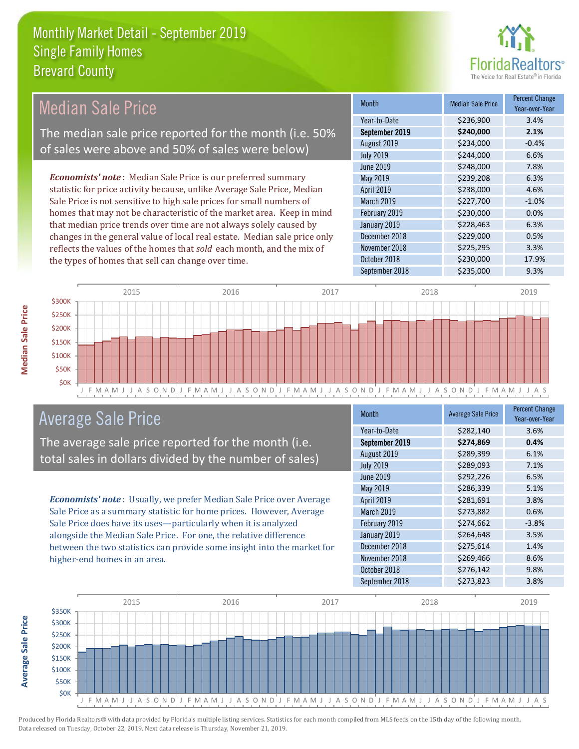# Monthly Market Detail - September 2019
## Single Family Homes
## Brevard County

FloridaRealtors® The Voice for Real Estate® in Florida

## Median Sale Price

The median sale price reported for the month (i.e. 50% of sales were above and 50% of sales were below)

***Economists' note***: Median Sale Price is our preferred summary statistic for price activity because, unlike Average Sale Price, Median Sale Price is not sensitive to high sale prices for small numbers of homes that may not be characteristic of the market area. Keep in mind that median price trends over time are not always solely caused by changes in the general value of local real estate. Median sale price only reflects the values of the homes that *sold* each month, and the mix of the types of homes that sell can change over time.

| Month | Median Sale Price | Percent Change Year-over-Year |
|---|---|---|
| Year-to-Date | $236,900 | 3.4% |
| **September 2019** | **$240,000** | **2.1%** |
| August 2019 | $234,000 | -0.4% |
| July 2019 | $244,000 | 6.6% |
| June 2019 | $248,000 | 7.8% |
| May 2019 | $239,208 | 6.3% |
| April 2019 | $238,000 | 4.6% |
| March 2019 | $227,700 | -1.0% |
| February 2019 | $230,000 | 0.0% |
| January 2019 | $228,463 | 6.3% |
| December 2018 | $229,000 | 0.5% |
| November 2018 | $225,295 | 3.3% |
| October 2018 | $230,000 | 17.9% |
| September 2018 | $235,000 | 9.3% |

## Average Sale Price

The average sale price reported for the month (i.e. total sales in dollars divided by the number of sales)

***Economists' note***: Usually, we prefer Median Sale Price over Average Sale Price as a summary statistic for home prices. However, Average Sale Price does have its uses—particularly when it is analyzed alongside the Median Sale Price. For one, the relative difference between the two statistics can provide some insight into the market for higher-end homes in an area.

| Month | Average Sale Price | Percent Change Year-over-Year |
|---|---|---|
| Year-to-Date | $282,140 | 3.6% |
| **September 2019** | **$274,869** | **0.4%** |
| August 2019 | $289,399 | 6.1% |
| July 2019 | $289,093 | 7.1% |
| June 2019 | $292,226 | 6.5% |
| May 2019 | $286,339 | 5.1% |
| April 2019 | $281,691 | 3.8% |
| March 2019 | $273,882 | 0.6% |
| February 2019 | $274,662 | -3.8% |
| January 2019 | $264,648 | 3.5% |
| December 2018 | $275,614 | 1.4% |
| November 2018 | $269,466 | 8.6% |
| October 2018 | $276,142 | 9.8% |
| September 2018 | $273,823 | 3.8% |

Produced by Florida Realtors® with data provided by Florida's multiple listing services. Statistics for each month compiled from MLS feeds on the 15th day of the following month. Data released on Tuesday, October 22, 2019. Next data release is Thursday, November 21, 2019.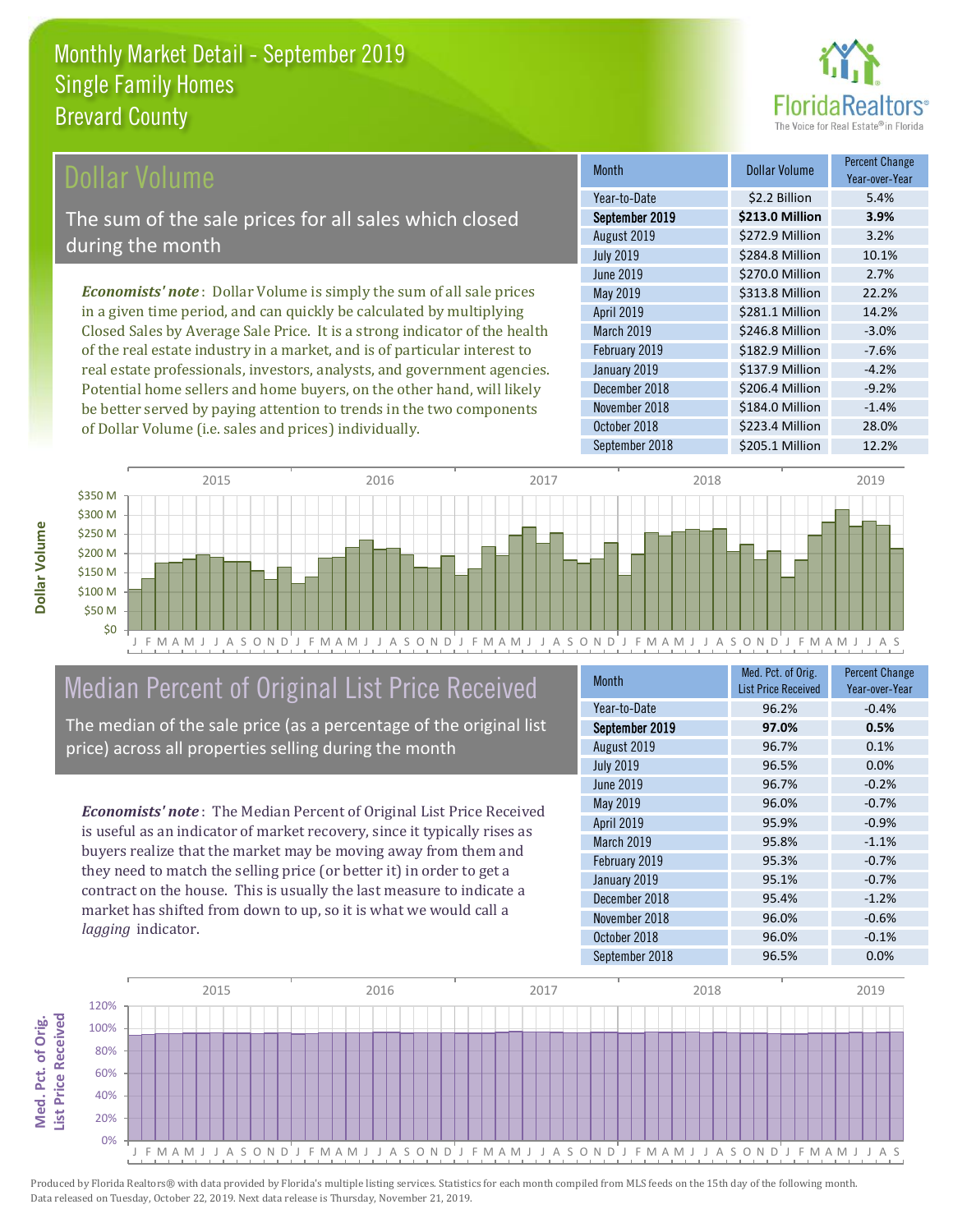# Monthly Market Detail - September 2019
## Single Family Homes
## Brevard County

## Dollar Volume

The sum of the sale prices for all sales which closed during the month

***Economists' note***: Dollar Volume is simply the sum of all sale prices in a given time period, and can quickly be calculated by multiplying Closed Sales by Average Sale Price. It is a strong indicator of the health of the real estate industry in a market, and is of particular interest to real estate professionals, investors, analysts, and government agencies. Potential home sellers and home buyers, on the other hand, will likely be better served by paying attention to trends in the two components of Dollar Volume (i.e. sales and prices) individually.

| Month | Dollar Volume | Percent Change Year-over-Year |
|---|---|---|
| Year-to-Date | $2.2 Billion | 5.4% |
| **September 2019** | **$213.0 Million** | **3.9%** |
| August 2019 | $272.9 Million | 3.2% |
| July 2019 | $284.8 Million | 10.1% |
| June 2019 | $270.0 Million | 2.7% |
| May 2019 | $313.8 Million | 22.2% |
| April 2019 | $281.1 Million | 14.2% |
| March 2019 | $246.8 Million | -3.0% |
| February 2019 | $182.9 Million | -7.6% |
| January 2019 | $137.9 Million | -4.2% |
| December 2018 | $206.4 Million | -9.2% |
| November 2018 | $184.0 Million | -1.4% |
| October 2018 | $223.4 Million | 28.0% |
| September 2018 | $205.1 Million | 12.2% |

## Median Percent of Original List Price Received

The median of the sale price (as a percentage of the original list price) across all properties selling during the month

***Economists' note***: The Median Percent of Original List Price Received is useful as an indicator of market recovery, since it typically rises as buyers realize that the market may be moving away from them and they need to match the selling price (or better it) in order to get a contract on the house. This is usually the last measure to indicate a market has shifted from down to up, so it is what we would call a *lagging* indicator.

| Month | Med. Pct. of Orig. List Price Received | Percent Change Year-over-Year |
|---|---|---|
| Year-to-Date | 96.2% | -0.4% |
| **September 2019** | **97.0%** | **0.5%** |
| August 2019 | 96.7% | 0.1% |
| July 2019 | 96.5% | 0.0% |
| June 2019 | 96.7% | -0.2% |
| May 2019 | 96.0% | -0.7% |
| April 2019 | 95.9% | -0.9% |
| March 2019 | 95.8% | -1.1% |
| February 2019 | 95.3% | -0.7% |
| January 2019 | 95.1% | -0.7% |
| December 2018 | 95.4% | -1.2% |
| November 2018 | 96.0% | -0.6% |
| October 2018 | 96.0% | -0.1% |
| September 2018 | 96.5% | 0.0% |

Produced by Florida Realtors® with data provided by Florida's multiple listing services. Statistics for each month compiled from MLS feeds on the 15th day of the following month. Data released on Tuesday, October 22, 2019. Next data release is Thursday, November 21, 2019.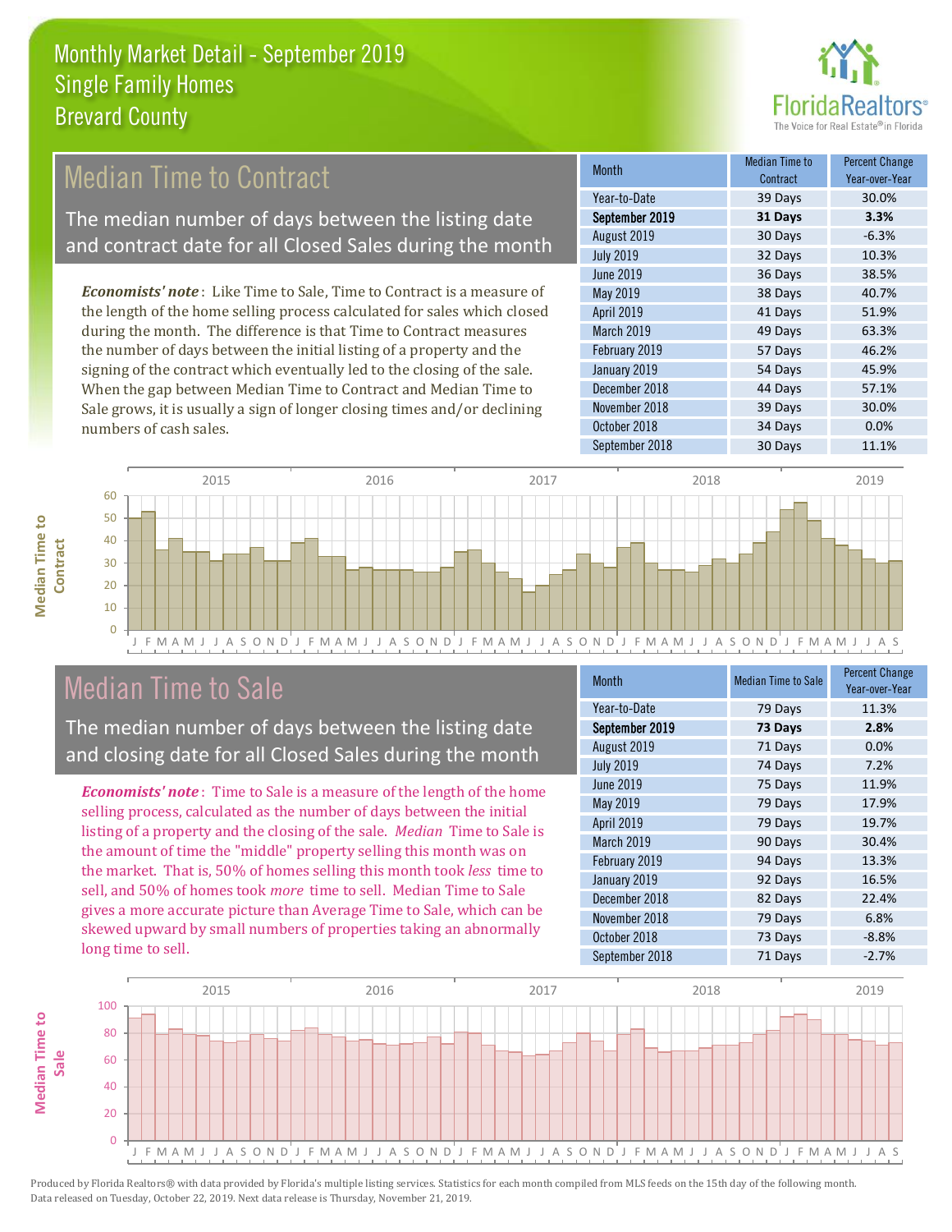# Monthly Market Detail - September 2019
## Single Family Homes
## Brevard County

## Median Time to Contract

The median number of days between the listing date and contract date for all Closed Sales during the month

*Economists' note*: Like Time to Sale, Time to Contract is a measure of the length of the home selling process calculated for sales which closed during the month. The difference is that Time to Contract measures the number of days between the initial listing of a property and the signing of the contract which eventually led to the closing of the sale. When the gap between Median Time to Contract and Median Time to Sale grows, it is usually a sign of longer closing times and/or declining numbers of cash sales.

| Month | Median Time to Contract | Percent Change Year-over-Year |
|---|---|---|
| Year-to-Date | 39 Days | 30.0% |
| **September 2019** | **31 Days** | **3.3%** |
| August 2019 | 30 Days | -6.3% |
| July 2019 | 32 Days | 10.3% |
| June 2019 | 36 Days | 38.5% |
| May 2019 | 38 Days | 40.7% |
| April 2019 | 41 Days | 51.9% |
| March 2019 | 49 Days | 63.3% |
| February 2019 | 57 Days | 46.2% |
| January 2019 | 54 Days | 45.9% |
| December 2018 | 44 Days | 57.1% |
| November 2018 | 39 Days | 30.0% |
| October 2018 | 34 Days | 0.0% |
| September 2018 | 30 Days | 11.1% |

## Median Time to Sale

The median number of days between the listing date and closing date for all Closed Sales during the month

*Economists' note*: Time to Sale is a measure of the length of the home selling process, calculated as the number of days between the initial listing of a property and the closing of the sale. *Median* Time to Sale is the amount of time the "middle" property selling this month was on the market. That is, 50% of homes selling this month took *less* time to sell, and 50% of homes took *more* time to sell. Median Time to Sale gives a more accurate picture than Average Time to Sale, which can be skewed upward by small numbers of properties taking an abnormally long time to sell.

| Month | Median Time to Sale | Percent Change Year-over-Year |
|---|---|---|
| Year-to-Date | 79 Days | 11.3% |
| **September 2019** | **73 Days** | **2.8%** |
| August 2019 | 71 Days | 0.0% |
| July 2019 | 74 Days | 7.2% |
| June 2019 | 75 Days | 11.9% |
| May 2019 | 79 Days | 17.9% |
| April 2019 | 79 Days | 19.7% |
| March 2019 | 90 Days | 30.4% |
| February 2019 | 94 Days | 13.3% |
| January 2019 | 92 Days | 16.5% |
| December 2018 | 82 Days | 22.4% |
| November 2018 | 79 Days | 6.8% |
| October 2018 | 73 Days | -8.8% |
| September 2018 | 71 Days | -2.7% |

Produced by Florida Realtors® with data provided by Florida's multiple listing services. Statistics for each month compiled from MLS feeds on the 15th day of the following month. Data released on Tuesday, October 22, 2019. Next data release is Thursday, November 21, 2019.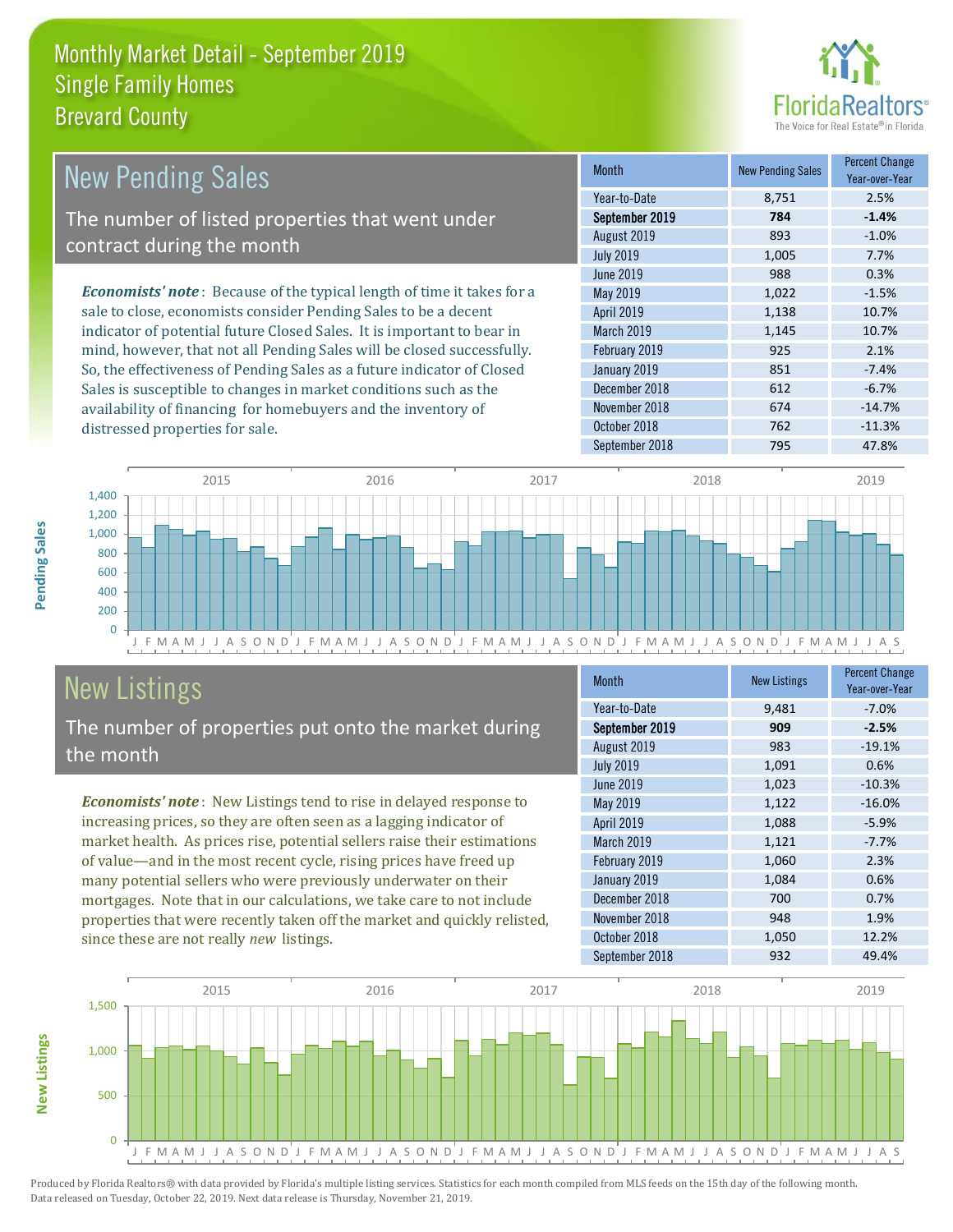# Monthly Market Detail - September 2019
## Single Family Homes
## Brevard County

## New Pending Sales

The number of listed properties that went under contract during the month

*Economists' note*: Because of the typical length of time it takes for a sale to close, economists consider Pending Sales to be a decent indicator of potential future Closed Sales. It is important to bear in mind, however, that not all Pending Sales will be closed successfully. So, the effectiveness of Pending Sales as a future indicator of Closed Sales is susceptible to changes in market conditions such as the availability of financing for homebuyers and the inventory of distressed properties for sale.

| Month | New Pending Sales | Percent Change Year-over-Year |
|---|---|---|
| Year-to-Date | 8,751 | 2.5% |
| **September 2019** | **784** | **-1.4%** |
| August 2019 | 893 | -1.0% |
| July 2019 | 1,005 | 7.7% |
| June 2019 | 988 | 0.3% |
| May 2019 | 1,022 | -1.5% |
| April 2019 | 1,138 | 10.7% |
| March 2019 | 1,145 | 10.7% |
| February 2019 | 925 | 2.1% |
| January 2019 | 851 | -7.4% |
| December 2018 | 612 | -6.7% |
| November 2018 | 674 | -14.7% |
| October 2018 | 762 | -11.3% |
| September 2018 | 795 | 47.8% |

## New Listings

The number of properties put onto the market during the month

*Economists' note*: New Listings tend to rise in delayed response to increasing prices, so they are often seen as a lagging indicator of market health. As prices rise, potential sellers raise their estimations of value—and in the most recent cycle, rising prices have freed up many potential sellers who were previously underwater on their mortgages. Note that in our calculations, we take care to not include properties that were recently taken off the market and quickly relisted, since these are not really *new* listings.

| Month | New Listings | Percent Change Year-over-Year |
|---|---|---|
| Year-to-Date | 9,481 | -7.0% |
| **September 2019** | **909** | **-2.5%** |
| August 2019 | 983 | -19.1% |
| July 2019 | 1,091 | 0.6% |
| June 2019 | 1,023 | -10.3% |
| May 2019 | 1,122 | -16.0% |
| April 2019 | 1,088 | -5.9% |
| March 2019 | 1,121 | -7.7% |
| February 2019 | 1,060 | 2.3% |
| January 2019 | 1,084 | 0.6% |
| December 2018 | 700 | 0.7% |
| November 2018 | 948 | 1.9% |
| October 2018 | 1,050 | 12.2% |
| September 2018 | 932 | 49.4% |

Produced by Florida Realtors® with data provided by Florida's multiple listing services. Statistics for each month compiled from MLS feeds on the 15th day of the following month. Data released on Tuesday, October 22, 2019. Next data release is Thursday, November 21, 2019.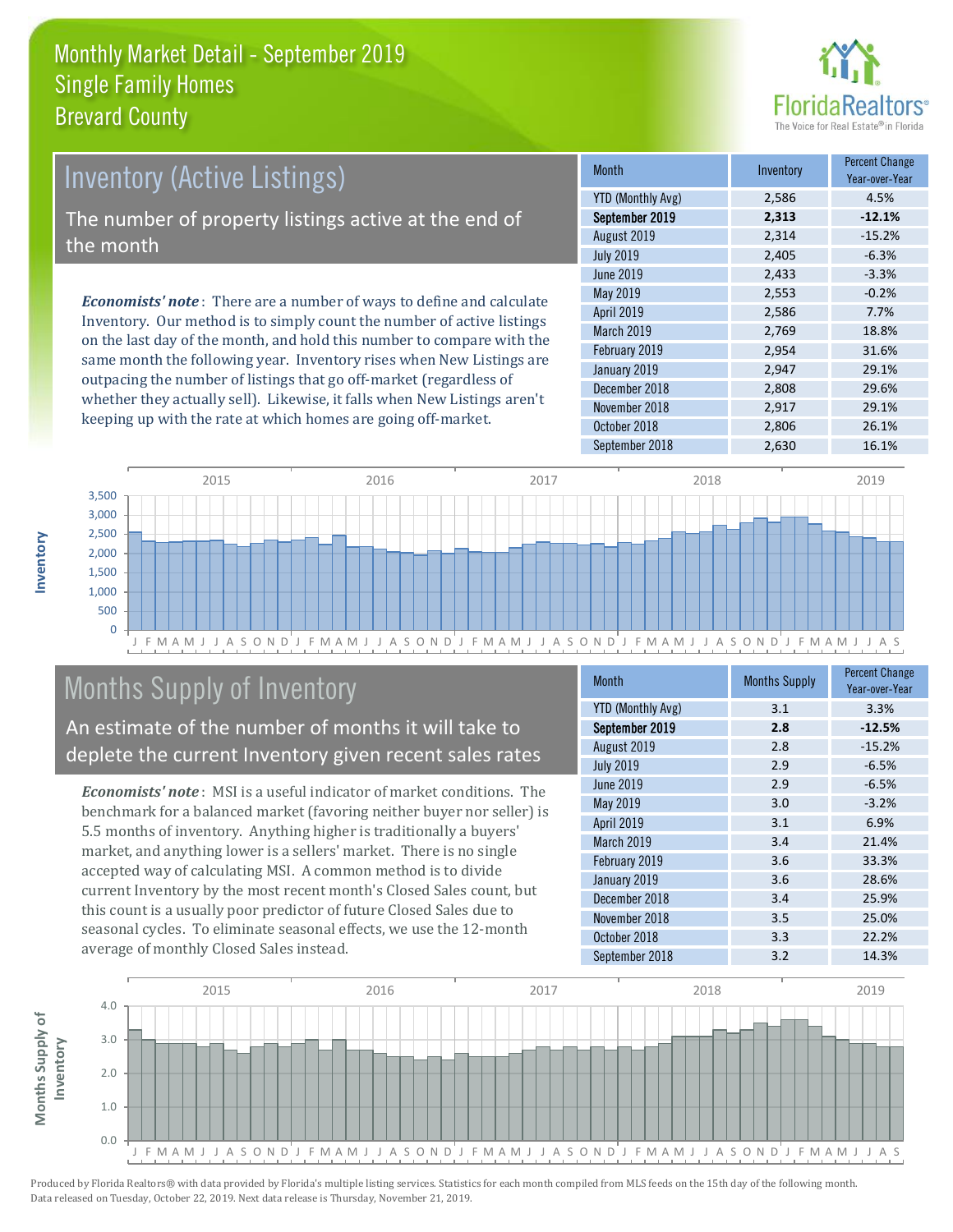# Monthly Market Detail - September 2019
## Single Family Homes
## Brevard County

## Inventory (Active Listings)

The number of property listings active at the end of the month

*Economists' note*: There are a number of ways to define and calculate Inventory. Our method is to simply count the number of active listings on the last day of the month, and hold this number to compare with the same month the following year. Inventory rises when New Listings are outpacing the number of listings that go off-market (regardless of whether they actually sell). Likewise, it falls when New Listings aren't keeping up with the rate at which homes are going off-market.

| Month | Inventory | Percent Change Year-over-Year |
|---|---|---|
| YTD (Monthly Avg) | 2,586 | 4.5% |
| **September 2019** | **2,313** | **-12.1%** |
| August 2019 | 2,314 | -15.2% |
| July 2019 | 2,405 | -6.3% |
| June 2019 | 2,433 | -3.3% |
| May 2019 | 2,553 | -0.2% |
| April 2019 | 2,586 | 7.7% |
| March 2019 | 2,769 | 18.8% |
| February 2019 | 2,954 | 31.6% |
| January 2019 | 2,947 | 29.1% |
| December 2018 | 2,808 | 29.6% |
| November 2018 | 2,917 | 29.1% |
| October 2018 | 2,806 | 26.1% |
| September 2018 | 2,630 | 16.1% |

## Months Supply of Inventory

An estimate of the number of months it will take to deplete the current Inventory given recent sales rates

*Economists' note*: MSI is a useful indicator of market conditions. The benchmark for a balanced market (favoring neither buyer nor seller) is 5.5 months of inventory. Anything higher is traditionally a buyers' market, and anything lower is a sellers' market. There is no single accepted way of calculating MSI. A common method is to divide current Inventory by the most recent month's Closed Sales count, but this count is a usually poor predictor of future Closed Sales due to seasonal cycles. To eliminate seasonal effects, we use the 12-month average of monthly Closed Sales instead.

| Month | Months Supply | Percent Change Year-over-Year |
|---|---|---|
| YTD (Monthly Avg) | 3.1 | 3.3% |
| **September 2019** | **2.8** | **-12.5%** |
| August 2019 | 2.8 | -15.2% |
| July 2019 | 2.9 | -6.5% |
| June 2019 | 2.9 | -6.5% |
| May 2019 | 3.0 | -3.2% |
| April 2019 | 3.1 | 6.9% |
| March 2019 | 3.4 | 21.4% |
| February 2019 | 3.6 | 33.3% |
| January 2019 | 3.6 | 28.6% |
| December 2018 | 3.4 | 25.9% |
| November 2018 | 3.5 | 25.0% |
| October 2018 | 3.3 | 22.2% |
| September 2018 | 3.2 | 14.3% |

Produced by Florida Realtors® with data provided by Florida's multiple listing services. Statistics for each month compiled from MLS feeds on the 15th day of the following month. Data released on Tuesday, October 22, 2019. Next data release is Thursday, November 21, 2019.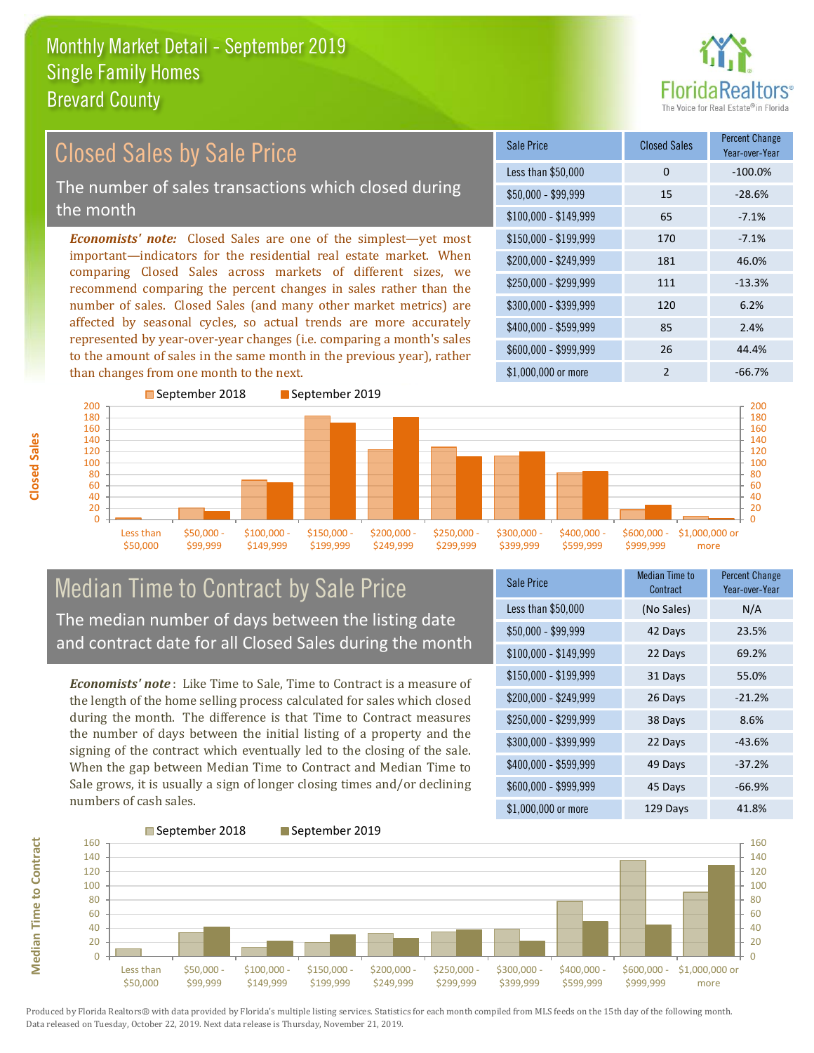Monthly Market Detail - September 2019
Single Family Homes
Brevard County

## Closed Sales by Sale Price

The number of sales transactions which closed during the month

***Economists' note:*** Closed Sales are one of the simplest—yet most important—indicators for the residential real estate market. When comparing Closed Sales across markets of different sizes, we recommend comparing the percent changes in sales rather than the number of sales. Closed Sales (and many other market metrics) are affected by seasonal cycles, so actual trends are more accurately represented by year-over-year changes (i.e. comparing a month's sales to the amount of sales in the same month in the previous year), rather than changes from one month to the next.

| Sale Price | Closed Sales | Percent Change Year-over-Year |
|---|---|---|
| Less than $50,000 | 0 | -100.0% |
| $50,000 - $99,999 | 15 | -28.6% |
| $100,000 - $149,999 | 65 | -7.1% |
| $150,000 - $199,999 | 170 | -7.1% |
| $200,000 - $249,999 | 181 | 46.0% |
| $250,000 - $299,999 | 111 | -13.3% |
| $300,000 - $399,999 | 120 | 6.2% |
| $400,000 - $599,999 | 85 | 2.4% |
| $600,000 - $999,999 | 26 | 44.4% |
| $1,000,000 or more | 2 | -66.7% |

## Median Time to Contract by Sale Price

The median number of days between the listing date and contract date for all Closed Sales during the month

***Economists' note*:** Like Time to Sale, Time to Contract is a measure of the length of the home selling process calculated for sales which closed during the month. The difference is that Time to Contract measures the number of days between the initial listing of a property and the signing of the contract which eventually led to the closing of the sale. When the gap between Median Time to Contract and Median Time to Sale grows, it is usually a sign of longer closing times and/or declining numbers of cash sales.

| Sale Price | Median Time to Contract | Percent Change Year-over-Year |
|---|---|---|
| Less than $50,000 | (No Sales) | N/A |
| $50,000 - $99,999 | 42 Days | 23.5% |
| $100,000 - $149,999 | 22 Days | 69.2% |
| $150,000 - $199,999 | 31 Days | 55.0% |
| $200,000 - $249,999 | 26 Days | -21.2% |
| $250,000 - $299,999 | 38 Days | 8.6% |
| $300,000 - $399,999 | 22 Days | -43.6% |
| $400,000 - $599,999 | 49 Days | -37.2% |
| $600,000 - $999,999 | 45 Days | -66.9% |
| $1,000,000 or more | 129 Days | 41.8% |

Produced by Florida Realtors® with data provided by Florida's multiple listing services. Statistics for each month compiled from MLS feeds on the 15th day of the following month. Data released on Tuesday, October 22, 2019. Next data release is Thursday, November 21, 2019.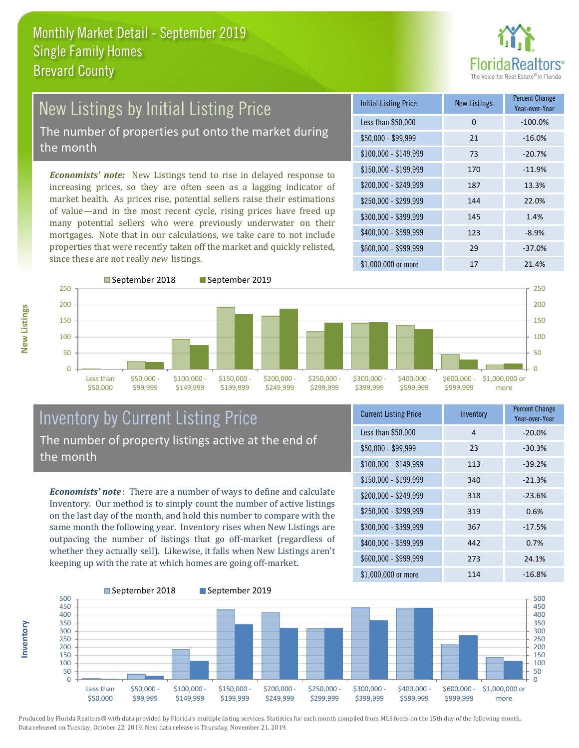# Monthly Market Detail - September 2019
## Single Family Homes
## Brevard County

## New Listings by Initial Listing Price

The number of properties put onto the market during the month

*Economists' note:* New Listings tend to rise in delayed response to increasing prices, so they are often seen as a lagging indicator of market health. As prices rise, potential sellers raise their estimations of value—and in the most recent cycle, rising prices have freed up many potential sellers who were previously underwater on their mortgages. Note that in our calculations, we take care to not include properties that were recently taken off the market and quickly relisted, since these are not really *new* listings.

| Initial Listing Price | New Listings | Percent Change Year-over-Year |
|---|---|---|
| Less than $50,000 | 0 | -100.0% |
| $50,000 - $99,999 | 21 | -16.0% |
| $100,000 - $149,999 | 73 | -20.7% |
| $150,000 - $199,999 | 170 | -11.9% |
| $200,000 - $249,999 | 187 | 13.3% |
| $250,000 - $299,999 | 144 | 22.0% |
| $300,000 - $399,999 | 145 | 1.4% |
| $400,000 - $599,999 | 123 | -8.9% |
| $600,000 - $999,999 | 29 | -37.0% |
| $1,000,000 or more | 17 | 21.4% |

## Inventory by Current Listing Price

The number of property listings active at the end of the month

*Economists' note*: There are a number of ways to define and calculate Inventory. Our method is to simply count the number of active listings on the last day of the month, and hold this number to compare with the same month the following year. Inventory rises when New Listings are outpacing the number of listings that go off-market (regardless of whether they actually sell). Likewise, it falls when New Listings aren't keeping up with the rate at which homes are going off-market.

| Current Listing Price | Inventory | Percent Change Year-over-Year |
|---|---|---|
| Less than $50,000 | 4 | -20.0% |
| $50,000 - $99,999 | 23 | -30.3% |
| $100,000 - $149,999 | 113 | -39.2% |
| $150,000 - $199,999 | 340 | -21.3% |
| $200,000 - $249,999 | 318 | -23.6% |
| $250,000 - $299,999 | 319 | 0.6% |
| $300,000 - $399,999 | 367 | -17.5% |
| $400,000 - $599,999 | 442 | 0.7% |
| $600,000 - $999,999 | 273 | 24.1% |
| $1,000,000 or more | 114 | -16.8% |

Produced by Florida Realtors® with data provided by Florida's multiple listing services. Statistics for each month compiled from MLS feeds on the 15th day of the following month. Data released on Tuesday, October 22, 2019. Next data release is Thursday, November 21, 2019.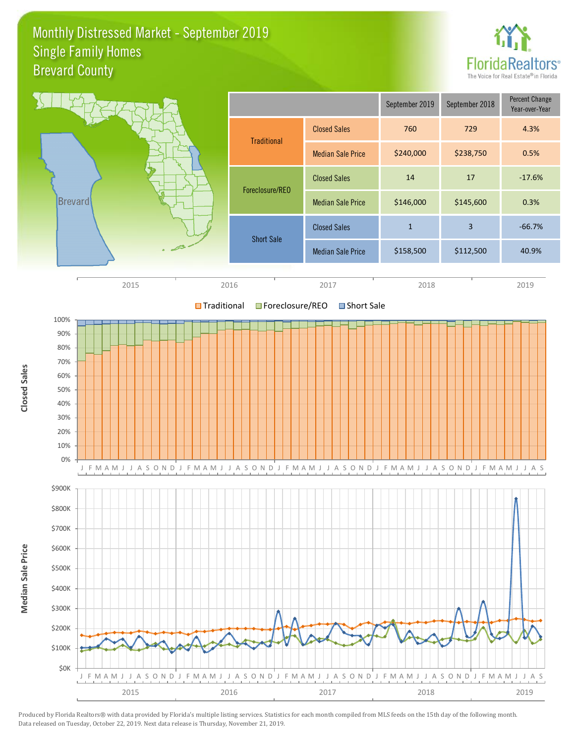# Monthly Distressed Market - September 2019
## Single Family Homes
## Brevard County

FloridaRealtors®
The Voice for Real Estate® in Florida

Brevard

| | | September 2019 | September 2018 | Percent Change Year-over-Year |
|---|---|---|---|---|
| Traditional | Closed Sales | 760 | 729 | 4.3% |
| | Median Sale Price | $240,000 | $238,750 | 0.5% |
| Foreclosure/REO | Closed Sales | 14 | 17 | -17.6% |
| | Median Sale Price | $146,000 | $145,600 | 0.3% |
| Short Sale | Closed Sales | 1 | 3 | -66.7% |
| | Median Sale Price | $158,500 | $112,500 | 40.9% |

2015 2016 2017 2018 2019

Traditional Foreclosure/REO Short Sale

Closed Sales

100% 90% 80% 70% 60% 50% 40% 30% 20% 10% 0%

J F M A M J J A S O N D J F M A M J J A S O N D J F M A M J J A S O N D J F M A M J J A S O N D J F M A M J J A S

Median Sale Price

$900K $800K $700K $600K $500K $400K $300K $200K $100K $0K

J F M A M J J A S O N D J F M A M J J A S O N D J F M A M J J A S O N D J F M A M J J A S O N D J F M A M J J A S

2015 2016 2017 2018 2019

Produced by Florida Realtors® with data provided by Florida's multiple listing services. Statistics for each month compiled from MLS feeds on the 15th day of the following month. Data released on Tuesday, October 22, 2019. Next data release is Thursday, November 21, 2019.